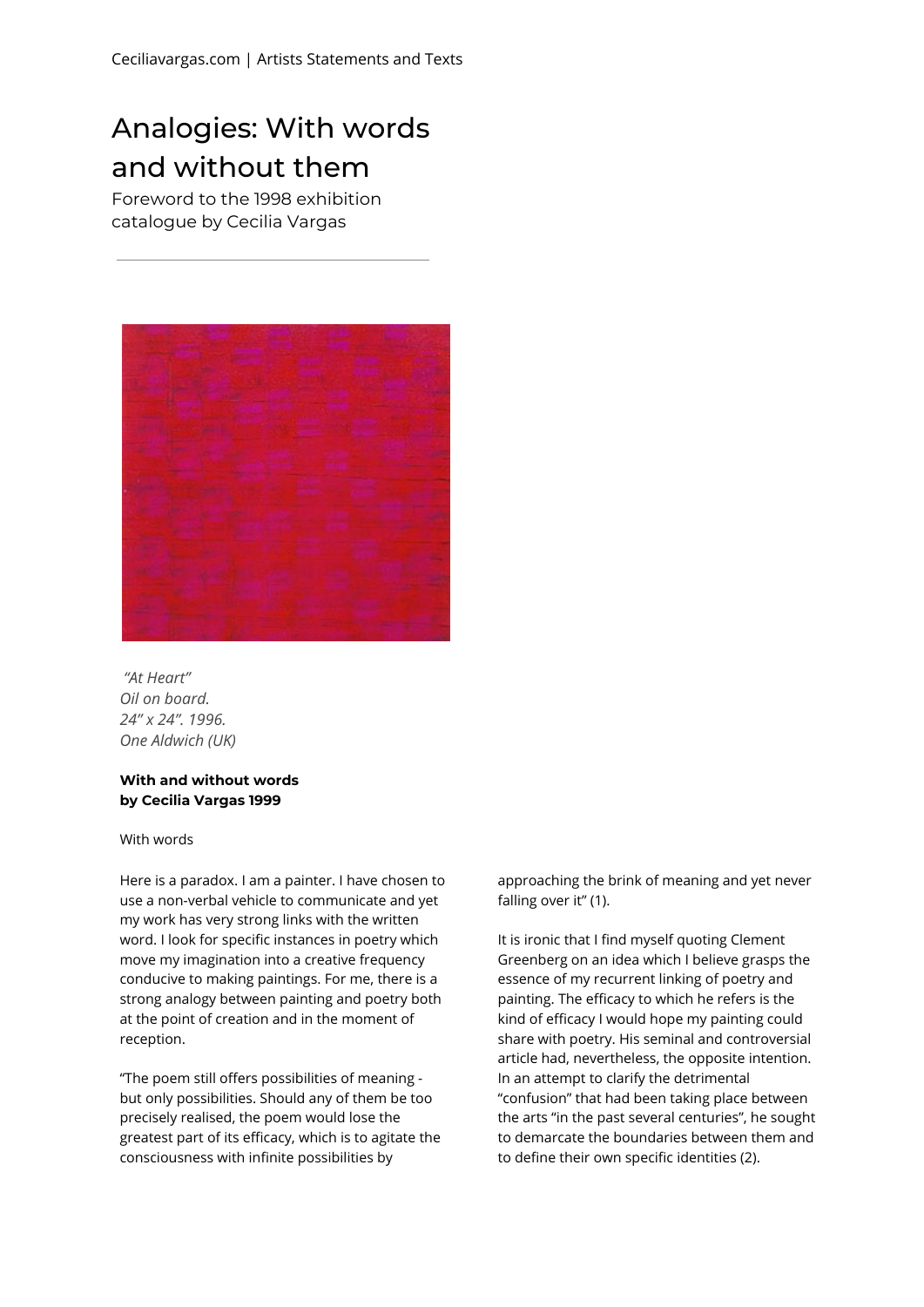Ceciliavargas.com | Artists Statements and Texts

# Analogies: With words and without them

Foreword to the 1998 exhibition catalogue by Cecilia Vargas

*"At Heart"*
*Oil on board.*
*24" x 24". 1996.*
*One Aldwich (UK)*

**With and without words**
**by Cecilia Vargas 1999**

With words

Here is a paradox. I am a painter. I have chosen to use a non-verbal vehicle to communicate and yet my work has very strong links with the written word. I look for specific instances in poetry which move my imagination into a creative frequency conducive to making paintings. For me, there is a strong analogy between painting and poetry both at the point of creation and in the moment of reception.

"The poem still offers possibilities of meaning - but only possibilities. Should any of them be too precisely realised, the poem would lose the greatest part of its efficacy, which is to agitate the consciousness with infinite possibilities by approaching the brink of meaning and yet never falling over it" (1).

It is ironic that I find myself quoting Clement Greenberg on an idea which I believe grasps the essence of my recurrent linking of poetry and painting. The efficacy to which he refers is the kind of efficacy I would hope my painting could share with poetry. His seminal and controversial article had, nevertheless, the opposite intention. In an attempt to clarify the detrimental "confusion" that had been taking place between the arts "in the past several centuries", he sought to demarcate the boundaries between them and to define their own specific identities (2).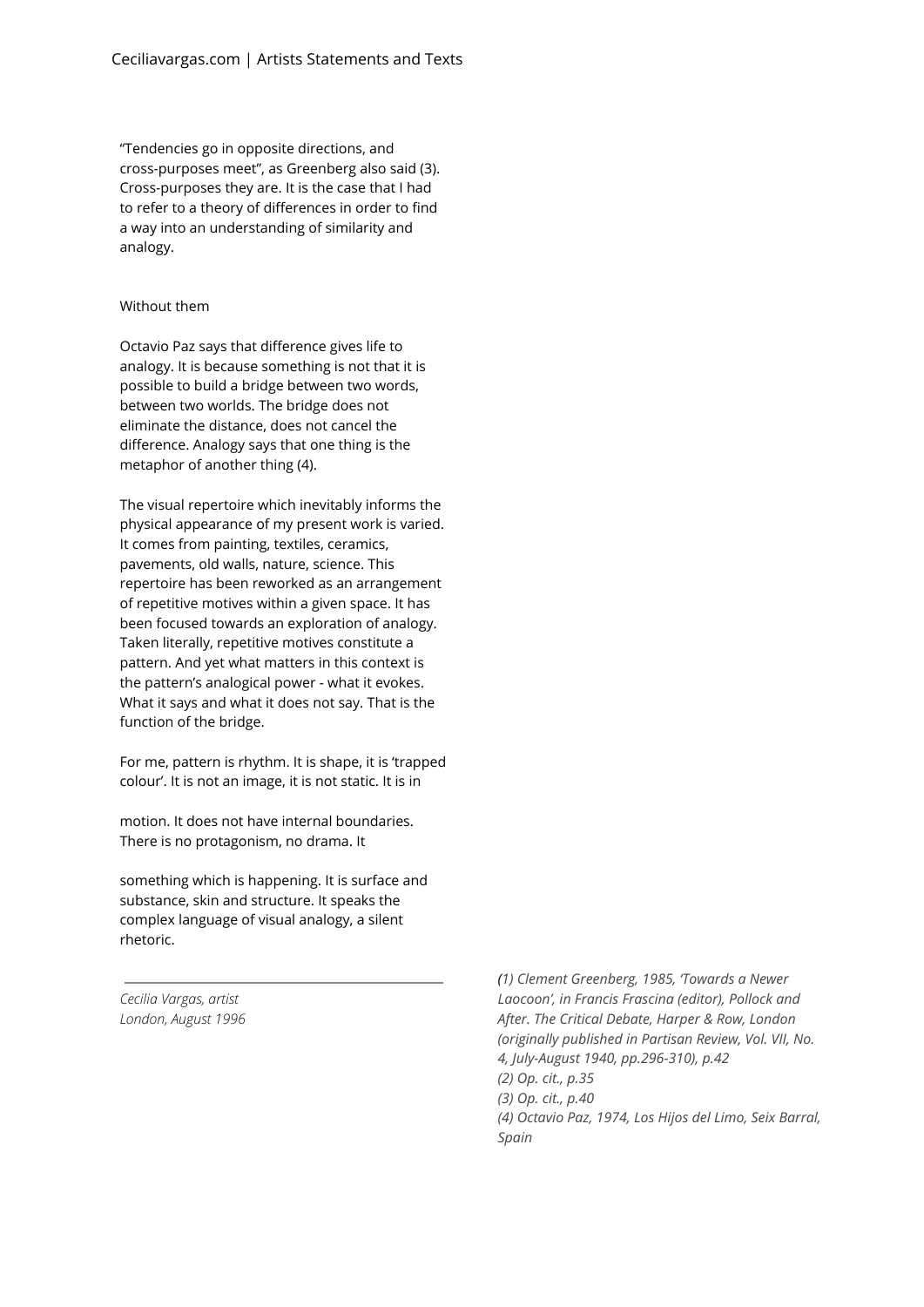"Tendencies go in opposite directions, and cross-purposes meet", as Greenberg also said (3). Cross-purposes they are. It is the case that I had to refer to a theory of differences in order to find a way into an understanding of similarity and analogy.

Without them

Octavio Paz says that difference gives life to analogy. It is because something is not that it is possible to build a bridge between two words, between two worlds. The bridge does not eliminate the distance, does not cancel the difference. Analogy says that one thing is the metaphor of another thing (4).

The visual repertoire which inevitably informs the physical appearance of my present work is varied. It comes from painting, textiles, ceramics, pavements, old walls, nature, science. This repertoire has been reworked as an arrangement of repetitive motives within a given space. It has been focused towards an exploration of analogy. Taken literally, repetitive motives constitute a pattern. And yet what matters in this context is the pattern's analogical power - what it evokes. What it says and what it does not say. That is the function of the bridge.

For me, pattern is rhythm. It is shape, it is 'trapped colour'. It is not an image, it is not static. It is in

motion. It does not have internal boundaries. There is no protagonism, no drama. It

something which is happening. It is surface and substance, skin and structure. It speaks the complex language of visual analogy, a silent rhetoric.

---

*Cecilia Vargas, artist*
*London, August 1996*

*(1) Clement Greenberg, 1985, 'Towards a Newer Laocoon', in Francis Frascina (editor), Pollock and After. The Critical Debate, Harper & Row, London (originally published in Partisan Review, Vol. VII, No. 4, July-August 1940, pp.296-310), p.42*
*(2) Op. cit., p.35*
*(3) Op. cit., p.40*
*(4) Octavio Paz, 1974, Los Hijos del Limo, Seix Barral, Spain*